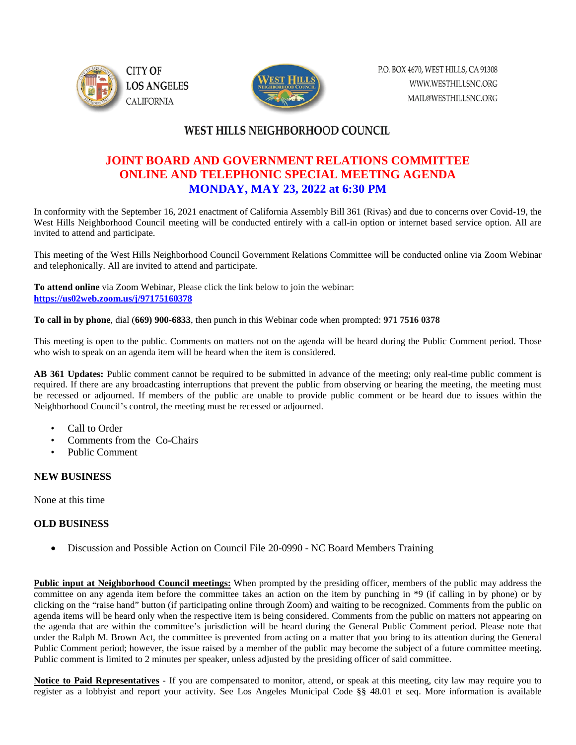CITY OF LOS ANGELES CALIFORNIA

P.O. BOX 4670, WEST HILLS, CA 91308
WWW.WESTHILLSNC.ORG
MAIL@WESTHILLSNC.ORG

# WEST HILLS NEIGHBORHOOD COUNCIL

## JOINT BOARD AND GOVERNMENT RELATIONS COMMITTEE ONLINE AND TELEPHONIC SPECIAL MEETING AGENDA

## MONDAY, MAY 23, 2022 at 6:30 PM

In conformity with the September 16, 2021 enactment of California Assembly Bill 361 (Rivas) and due to concerns over Covid-19, the West Hills Neighborhood Council meeting will be conducted entirely with a call-in option or internet based service option. All are invited to attend and participate.

This meeting of the West Hills Neighborhood Council Government Relations Committee will be conducted online via Zoom Webinar and telephonically. All are invited to attend and participate.

**To attend online** via Zoom Webinar, Please click the link below to join the webinar:
**https://us02web.zoom.us/j/97175160378**

**To call in by phone**, dial (**669) 900-6833**, then punch in this Webinar code when prompted: **971 7516 0378**

This meeting is open to the public. Comments on matters not on the agenda will be heard during the Public Comment period. Those who wish to speak on an agenda item will be heard when the item is considered.

**AB 361 Updates:** Public comment cannot be required to be submitted in advance of the meeting; only real-time public comment is required. If there are any broadcasting interruptions that prevent the public from observing or hearing the meeting, the meeting must be recessed or adjourned. If members of the public are unable to provide public comment or be heard due to issues within the Neighborhood Council's control, the meeting must be recessed or adjourned.

- Call to Order
- Comments from the Co-Chairs
- Public Comment

### NEW BUSINESS

None at this time

### OLD BUSINESS

- Discussion and Possible Action on Council File 20-0990 - NC Board Members Training

**Public input at Neighborhood Council meetings:** When prompted by the presiding officer, members of the public may address the committee on any agenda item before the committee takes an action on the item by punching in *9 (if calling in by phone) or by clicking on the "raise hand" button (if participating online through Zoom) and waiting to be recognized. Comments from the public on agenda items will be heard only when the respective item is being considered. Comments from the public on matters not appearing on the agenda that are within the committee's jurisdiction will be heard during the General Public Comment period. Please note that under the Ralph M. Brown Act, the committee is prevented from acting on a matter that you bring to its attention during the General Public Comment period; however, the issue raised by a member of the public may become the subject of a future committee meeting. Public comment is limited to 2 minutes per speaker, unless adjusted by the presiding officer of said committee.

**Notice to Paid Representatives** - If you are compensated to monitor, attend, or speak at this meeting, city law may require you to register as a lobbyist and report your activity. See Los Angeles Municipal Code §§ 48.01 et seq. More information is available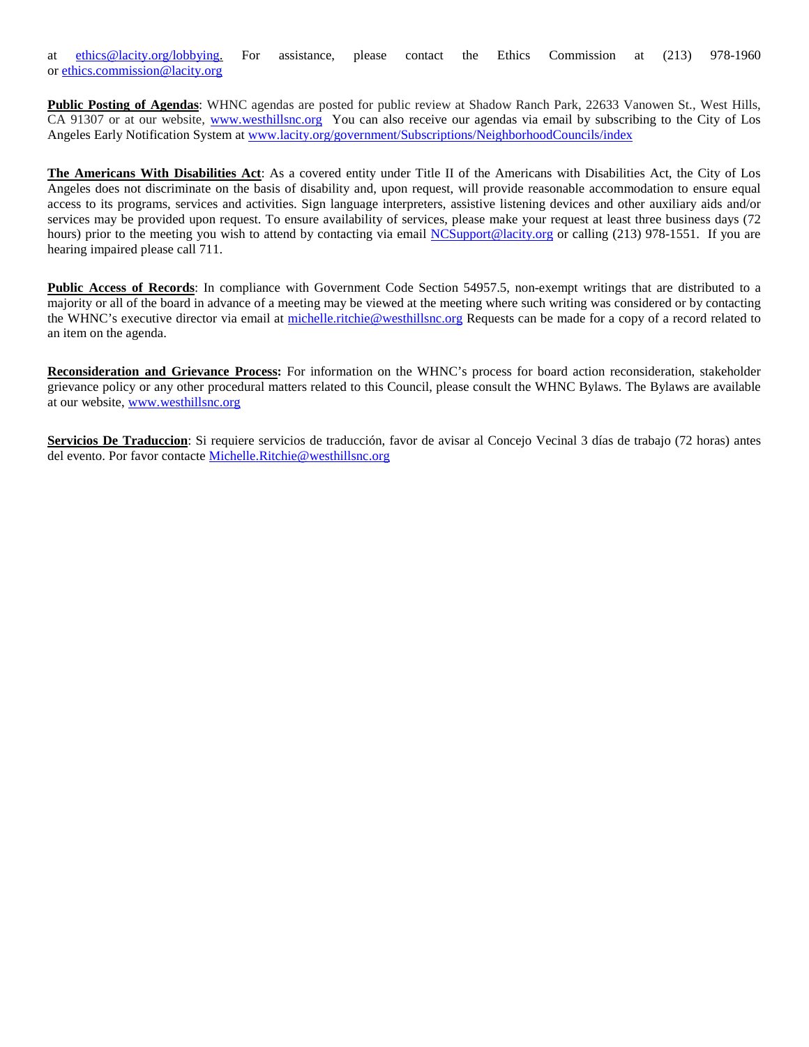at ethics@lacity.org/lobbying. For assistance, please contact the Ethics Commission at (213) 978-1960 or ethics.commission@lacity.org

**Public Posting of Agendas**: WHNC agendas are posted for public review at Shadow Ranch Park, 22633 Vanowen St., West Hills, CA 91307 or at our website, www.westhillsnc.org You can also receive our agendas via email by subscribing to the City of Los Angeles Early Notification System at www.lacity.org/government/Subscriptions/NeighborhoodCouncils/index

**The Americans With Disabilities Act**: As a covered entity under Title II of the Americans with Disabilities Act, the City of Los Angeles does not discriminate on the basis of disability and, upon request, will provide reasonable accommodation to ensure equal access to its programs, services and activities. Sign language interpreters, assistive listening devices and other auxiliary aids and/or services may be provided upon request. To ensure availability of services, please make your request at least three business days (72 hours) prior to the meeting you wish to attend by contacting via email NCSupport@lacity.org or calling (213) 978-1551. If you are hearing impaired please call 711.

**Public Access of Records**: In compliance with Government Code Section 54957.5, non-exempt writings that are distributed to a majority or all of the board in advance of a meeting may be viewed at the meeting where such writing was considered or by contacting the WHNC's executive director via email at michelle.ritchie@westhillsnc.org Requests can be made for a copy of a record related to an item on the agenda.

**Reconsideration and Grievance Process:** For information on the WHNC's process for board action reconsideration, stakeholder grievance policy or any other procedural matters related to this Council, please consult the WHNC Bylaws. The Bylaws are available at our website, www.westhillsnc.org

**Servicios De Traduccion**: Si requiere servicios de traducción, favor de avisar al Concejo Vecinal 3 días de trabajo (72 horas) antes del evento. Por favor contacte Michelle.Ritchie@westhillsnc.org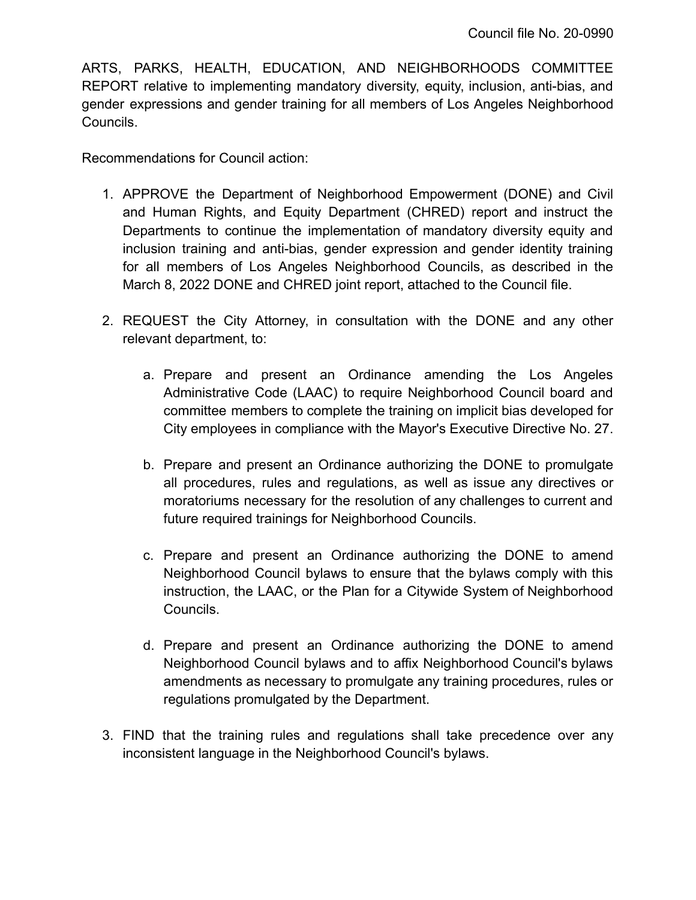Council file No. 20-0990

ARTS, PARKS, HEALTH, EDUCATION, AND NEIGHBORHOODS COMMITTEE REPORT relative to implementing mandatory diversity, equity, inclusion, anti-bias, and gender expressions and gender training for all members of Los Angeles Neighborhood Councils.

Recommendations for Council action:

1. APPROVE the Department of Neighborhood Empowerment (DONE) and Civil and Human Rights, and Equity Department (CHRED) report and instruct the Departments to continue the implementation of mandatory diversity equity and inclusion training and anti-bias, gender expression and gender identity training for all members of Los Angeles Neighborhood Councils, as described in the March 8, 2022 DONE and CHRED joint report, attached to the Council file.

2. REQUEST the City Attorney, in consultation with the DONE and any other relevant department, to:

   a. Prepare and present an Ordinance amending the Los Angeles Administrative Code (LAAC) to require Neighborhood Council board and committee members to complete the training on implicit bias developed for City employees in compliance with the Mayor's Executive Directive No. 27.

   b. Prepare and present an Ordinance authorizing the DONE to promulgate all procedures, rules and regulations, as well as issue any directives or moratoriums necessary for the resolution of any challenges to current and future required trainings for Neighborhood Councils.

   c. Prepare and present an Ordinance authorizing the DONE to amend Neighborhood Council bylaws to ensure that the bylaws comply with this instruction, the LAAC, or the Plan for a Citywide System of Neighborhood Councils.

   d. Prepare and present an Ordinance authorizing the DONE to amend Neighborhood Council bylaws and to affix Neighborhood Council's bylaws amendments as necessary to promulgate any training procedures, rules or regulations promulgated by the Department.

3. FIND that the training rules and regulations shall take precedence over any inconsistent language in the Neighborhood Council's bylaws.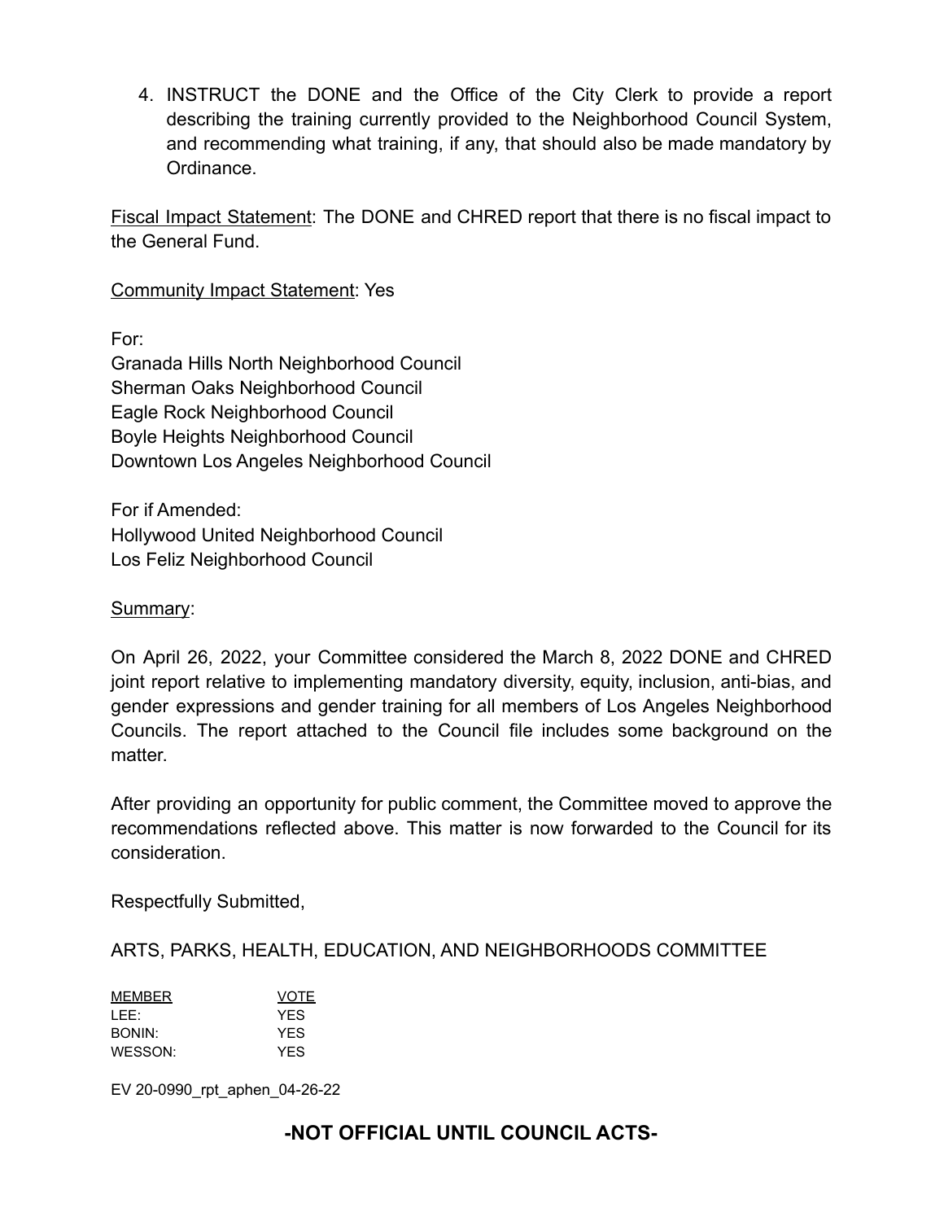4. INSTRUCT the DONE and the Office of the City Clerk to provide a report describing the training currently provided to the Neighborhood Council System, and recommending what training, if any, that should also be made mandatory by Ordinance.

<u>Fiscal Impact Statement</u>: The DONE and CHRED report that there is no fiscal impact to the General Fund.

<u>Community Impact Statement</u>: Yes

For:
Granada Hills North Neighborhood Council
Sherman Oaks Neighborhood Council
Eagle Rock Neighborhood Council
Boyle Heights Neighborhood Council
Downtown Los Angeles Neighborhood Council

For if Amended:
Hollywood United Neighborhood Council
Los Feliz Neighborhood Council

<u>Summary</u>:

On April 26, 2022, your Committee considered the March 8, 2022 DONE and CHRED joint report relative to implementing mandatory diversity, equity, inclusion, anti-bias, and gender expressions and gender training for all members of Los Angeles Neighborhood Councils. The report attached to the Council file includes some background on the matter.

After providing an opportunity for public comment, the Committee moved to approve the recommendations reflected above. This matter is now forwarded to the Council for its consideration.

Respectfully Submitted,

ARTS, PARKS, HEALTH, EDUCATION, AND NEIGHBORHOODS COMMITTEE

| MEMBER | VOTE |
|---|---|
| LEE: | YES |
| BONIN: | YES |
| WESSON: | YES |

EV 20-0990_rpt_aphen_04-26-22

**-NOT OFFICIAL UNTIL COUNCIL ACTS-**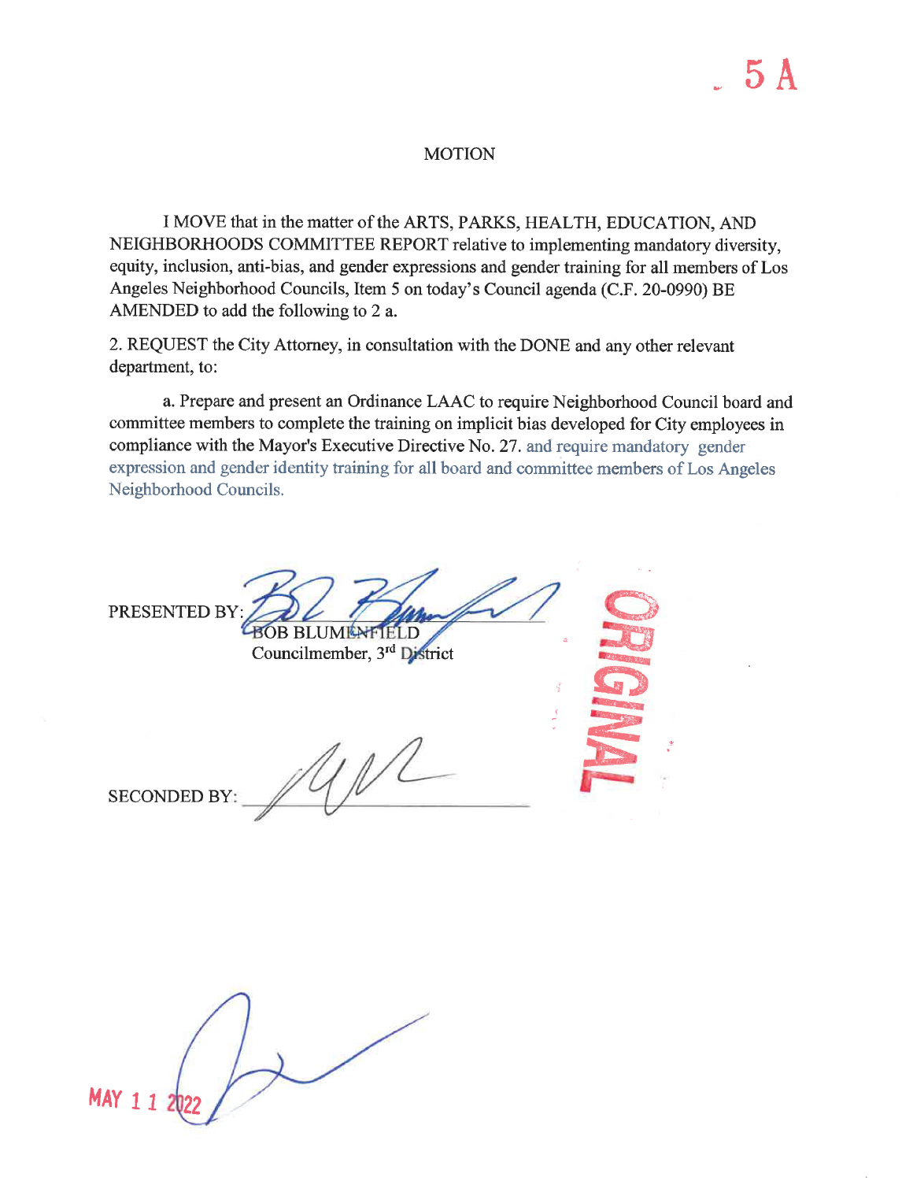5 A

# MOTION

I MOVE that in the matter of the ARTS, PARKS, HEALTH, EDUCATION, AND NEIGHBORHOODS COMMITTEE REPORT relative to implementing mandatory diversity, equity, inclusion, anti-bias, and gender expressions and gender training for all members of Los Angeles Neighborhood Councils, Item 5 on today's Council agenda (C.F. 20-0990) BE AMENDED to add the following to 2 a.

2. REQUEST the City Attorney, in consultation with the DONE and any other relevant department, to:

a. Prepare and present an Ordinance LAAC to require Neighborhood Council board and committee members to complete the training on implicit bias developed for City employees in compliance with the Mayor's Executive Directive No. 27. and require mandatory gender expression and gender identity training for all board and committee members of Los Angeles Neighborhood Councils.

PRESENTED BY: ______________________
BOB BLUMENFIELD
Councilmember, 3rd District

SECONDED BY: ______________________

ORIGINAL

MAY 1 1 2022